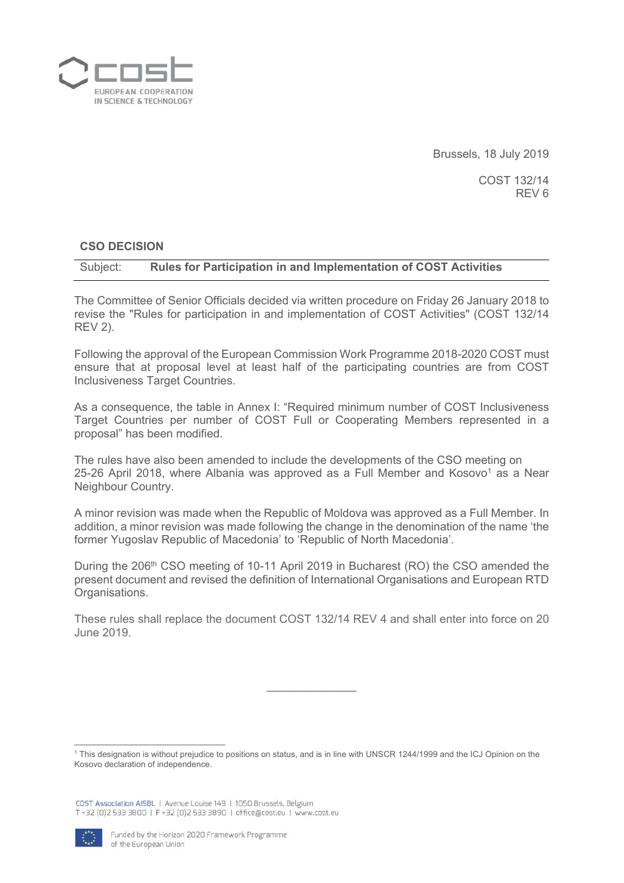Brussels, 18 July 2019

COST 132/14
REV 6

**CSO DECISION**

Subject: **Rules for Participation in and Implementation of COST Activities**

The Committee of Senior Officials decided via written procedure on Friday 26 January 2018 to revise the "Rules for participation in and implementation of COST Activities" (COST 132/14 REV 2).

Following the approval of the European Commission Work Programme 2018-2020 COST must ensure that at proposal level at least half of the participating countries are from COST Inclusiveness Target Countries.

As a consequence, the table in Annex I: “Required minimum number of COST Inclusiveness Target Countries per number of COST Full or Cooperating Members represented in a proposal” has been modified.

The rules have also been amended to include the developments of the CSO meeting on 25-26 April 2018, where Albania was approved as a Full Member and Kosovo[1] as a Near Neighbour Country.

A minor revision was made when the Republic of Moldova was approved as a Full Member. In addition, a minor revision was made following the change in the denomination of the name ‘the former Yugoslav Republic of Macedonia’ to ‘Republic of North Macedonia’.

During the 206th CSO meeting of 10-11 April 2019 in Bucharest (RO) the CSO amended the present document and revised the definition of International Organisations and European RTD Organisations.

These rules shall replace the document COST 132/14 REV 4 and shall enter into force on 20 June 2019.

---

[1] This designation is without prejudice to positions on status, and is in line with UNSCR 1244/1999 and the ICJ Opinion on the Kosovo declaration of independence.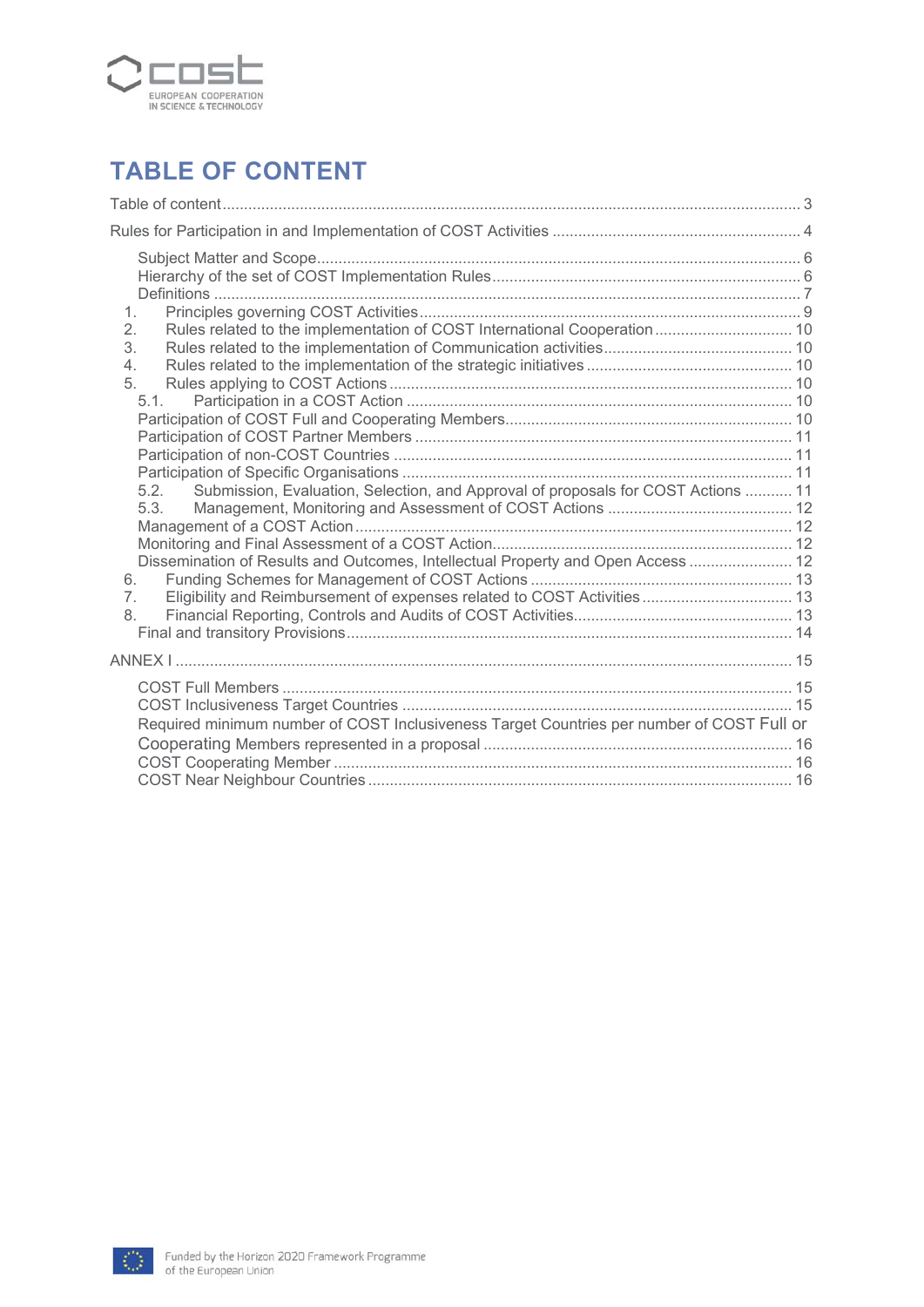# TABLE OF CONTENT

Table of content ..... 3

Rules for Participation in and Implementation of COST Activities ..... 4

- Subject Matter and Scope ..... 6
- Hierarchy of the set of COST Implementation Rules ..... 6
- Definitions ..... 7
- 1. Principles governing COST Activities ..... 9
- 2. Rules related to the implementation of COST International Cooperation ..... 10
- 3. Rules related to the implementation of Communication activities ..... 10
- 4. Rules related to the implementation of the strategic initiatives ..... 10
- 5. Rules applying to COST Actions ..... 10
  - 5.1. Participation in a COST Action ..... 10
  - Participation of COST Full and Cooperating Members ..... 10
  - Participation of COST Partner Members ..... 11
  - Participation of non-COST Countries ..... 11
  - Participation of Specific Organisations ..... 11
  - 5.2. Submission, Evaluation, Selection, and Approval of proposals for COST Actions ..... 11
  - 5.3. Management, Monitoring and Assessment of COST Actions ..... 12
  - Management of a COST Action ..... 12
  - Monitoring and Final Assessment of a COST Action ..... 12
  - Dissemination of Results and Outcomes, Intellectual Property and Open Access ..... 12
- 6. Funding Schemes for Management of COST Actions ..... 13
- 7. Eligibility and Reimbursement of expenses related to COST Activities ..... 13
- 8. Financial Reporting, Controls and Audits of COST Activities ..... 13
- Final and transitory Provisions ..... 14

ANNEX I ..... 15

- COST Full Members ..... 15
- COST Inclusiveness Target Countries ..... 15
- Required minimum number of COST Inclusiveness Target Countries per number of COST Full or Cooperating Members represented in a proposal ..... 16
- COST Cooperating Member ..... 16
- COST Near Neighbour Countries ..... 16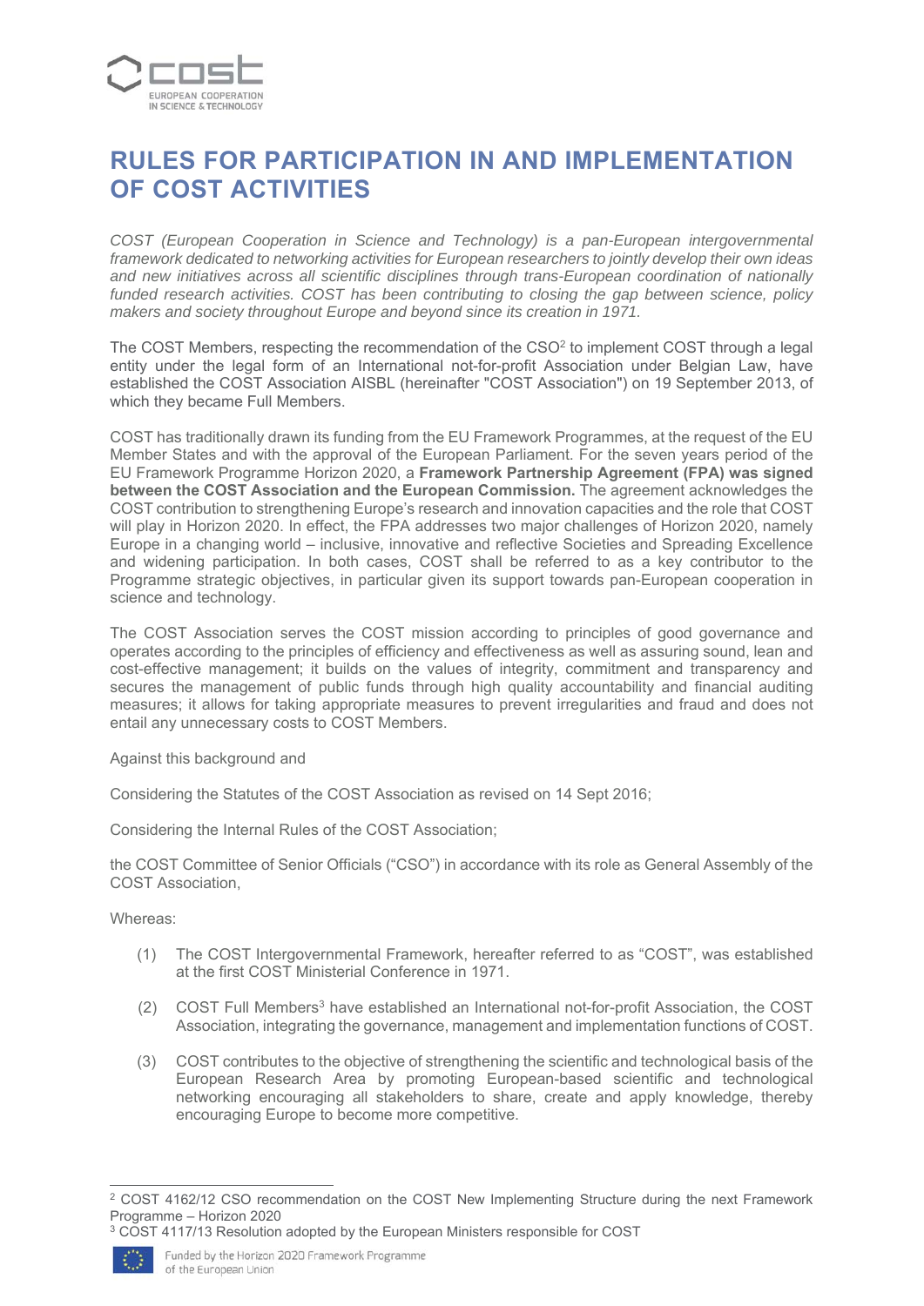# RULES FOR PARTICIPATION IN AND IMPLEMENTATION OF COST ACTIVITIES

*COST (European Cooperation in Science and Technology) is a pan-European intergovernmental framework dedicated to networking activities for European researchers to jointly develop their own ideas and new initiatives across all scientific disciplines through trans-European coordination of nationally funded research activities. COST has been contributing to closing the gap between science, policy makers and society throughout Europe and beyond since its creation in 1971.*

The COST Members, respecting the recommendation of the CSO[2] to implement COST through a legal entity under the legal form of an International not-for-profit Association under Belgian Law, have established the COST Association AISBL (hereinafter "COST Association") on 19 September 2013, of which they became Full Members.

COST has traditionally drawn its funding from the EU Framework Programmes, at the request of the EU Member States and with the approval of the European Parliament. For the seven years period of the EU Framework Programme Horizon 2020, a **Framework Partnership Agreement (FPA) was signed between the COST Association and the European Commission.** The agreement acknowledges the COST contribution to strengthening Europe's research and innovation capacities and the role that COST will play in Horizon 2020. In effect, the FPA addresses two major challenges of Horizon 2020, namely Europe in a changing world – inclusive, innovative and reflective Societies and Spreading Excellence and widening participation. In both cases, COST shall be referred to as a key contributor to the Programme strategic objectives, in particular given its support towards pan-European cooperation in science and technology.

The COST Association serves the COST mission according to principles of good governance and operates according to the principles of efficiency and effectiveness as well as assuring sound, lean and cost-effective management; it builds on the values of integrity, commitment and transparency and secures the management of public funds through high quality accountability and financial auditing measures; it allows for taking appropriate measures to prevent irregularities and fraud and does not entail any unnecessary costs to COST Members.

Against this background and

Considering the Statutes of the COST Association as revised on 14 Sept 2016;

Considering the Internal Rules of the COST Association;

the COST Committee of Senior Officials ("CSO") in accordance with its role as General Assembly of the COST Association,

Whereas:

(1) The COST Intergovernmental Framework, hereafter referred to as "COST", was established at the first COST Ministerial Conference in 1971.

(2) COST Full Members[3] have established an International not-for-profit Association, the COST Association, integrating the governance, management and implementation functions of COST.

(3) COST contributes to the objective of strengthening the scientific and technological basis of the European Research Area by promoting European-based scientific and technological networking encouraging all stakeholders to share, create and apply knowledge, thereby encouraging Europe to become more competitive.

---

[2] COST 4162/12 CSO recommendation on the COST New Implementing Structure during the next Framework Programme – Horizon 2020

[3] COST 4117/13 Resolution adopted by the European Ministers responsible for COST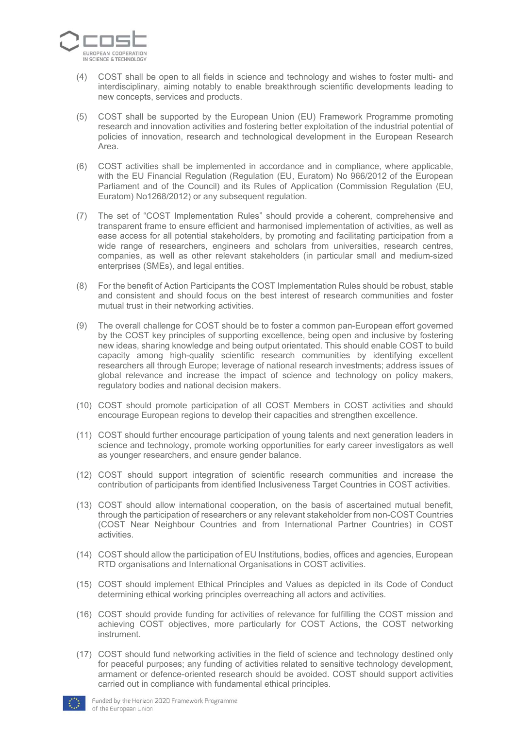(4) COST shall be open to all fields in science and technology and wishes to foster multi- and interdisciplinary, aiming notably to enable breakthrough scientific developments leading to new concepts, services and products.

(5) COST shall be supported by the European Union (EU) Framework Programme promoting research and innovation activities and fostering better exploitation of the industrial potential of policies of innovation, research and technological development in the European Research Area.

(6) COST activities shall be implemented in accordance and in compliance, where applicable, with the EU Financial Regulation (Regulation (EU, Euratom) No 966/2012 of the European Parliament and of the Council) and its Rules of Application (Commission Regulation (EU, Euratom) No1268/2012) or any subsequent regulation.

(7) The set of "COST Implementation Rules" should provide a coherent, comprehensive and transparent frame to ensure efficient and harmonised implementation of activities, as well as ease access for all potential stakeholders, by promoting and facilitating participation from a wide range of researchers, engineers and scholars from universities, research centres, companies, as well as other relevant stakeholders (in particular small and medium-sized enterprises (SMEs), and legal entities.

(8) For the benefit of Action Participants the COST Implementation Rules should be robust, stable and consistent and should focus on the best interest of research communities and foster mutual trust in their networking activities.

(9) The overall challenge for COST should be to foster a common pan-European effort governed by the COST key principles of supporting excellence, being open and inclusive by fostering new ideas, sharing knowledge and being output orientated. This should enable COST to build capacity among high-quality scientific research communities by identifying excellent researchers all through Europe; leverage of national research investments; address issues of global relevance and increase the impact of science and technology on policy makers, regulatory bodies and national decision makers.

(10) COST should promote participation of all COST Members in COST activities and should encourage European regions to develop their capacities and strengthen excellence.

(11) COST should further encourage participation of young talents and next generation leaders in science and technology, promote working opportunities for early career investigators as well as younger researchers, and ensure gender balance.

(12) COST should support integration of scientific research communities and increase the contribution of participants from identified Inclusiveness Target Countries in COST activities.

(13) COST should allow international cooperation, on the basis of ascertained mutual benefit, through the participation of researchers or any relevant stakeholder from non-COST Countries (COST Near Neighbour Countries and from International Partner Countries) in COST activities.

(14) COST should allow the participation of EU Institutions, bodies, offices and agencies, European RTD organisations and International Organisations in COST activities.

(15) COST should implement Ethical Principles and Values as depicted in its Code of Conduct determining ethical working principles overreaching all actors and activities.

(16) COST should provide funding for activities of relevance for fulfilling the COST mission and achieving COST objectives, more particularly for COST Actions, the COST networking instrument.

(17) COST should fund networking activities in the field of science and technology destined only for peaceful purposes; any funding of activities related to sensitive technology development, armament or defence-oriented research should be avoided. COST should support activities carried out in compliance with fundamental ethical principles.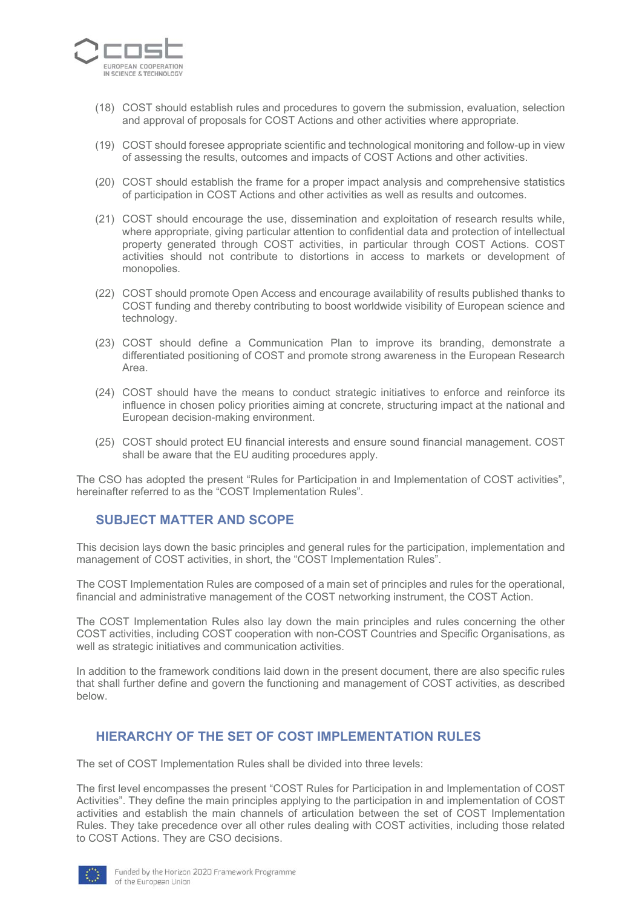(18) COST should establish rules and procedures to govern the submission, evaluation, selection and approval of proposals for COST Actions and other activities where appropriate.

(19) COST should foresee appropriate scientific and technological monitoring and follow-up in view of assessing the results, outcomes and impacts of COST Actions and other activities.

(20) COST should establish the frame for a proper impact analysis and comprehensive statistics of participation in COST Actions and other activities as well as results and outcomes.

(21) COST should encourage the use, dissemination and exploitation of research results while, where appropriate, giving particular attention to confidential data and protection of intellectual property generated through COST activities, in particular through COST Actions. COST activities should not contribute to distortions in access to markets or development of monopolies.

(22) COST should promote Open Access and encourage availability of results published thanks to COST funding and thereby contributing to boost worldwide visibility of European science and technology.

(23) COST should define a Communication Plan to improve its branding, demonstrate a differentiated positioning of COST and promote strong awareness in the European Research Area.

(24) COST should have the means to conduct strategic initiatives to enforce and reinforce its influence in chosen policy priorities aiming at concrete, structuring impact at the national and European decision-making environment.

(25) COST should protect EU financial interests and ensure sound financial management. COST shall be aware that the EU auditing procedures apply.

The CSO has adopted the present “Rules for Participation in and Implementation of COST activities”, hereinafter referred to as the “COST Implementation Rules”.

## SUBJECT MATTER AND SCOPE

This decision lays down the basic principles and general rules for the participation, implementation and management of COST activities, in short, the “COST Implementation Rules”.

The COST Implementation Rules are composed of a main set of principles and rules for the operational, financial and administrative management of the COST networking instrument, the COST Action.

The COST Implementation Rules also lay down the main principles and rules concerning the other COST activities, including COST cooperation with non-COST Countries and Specific Organisations, as well as strategic initiatives and communication activities.

In addition to the framework conditions laid down in the present document, there are also specific rules that shall further define and govern the functioning and management of COST activities, as described below.

## HIERARCHY OF THE SET OF COST IMPLEMENTATION RULES

The set of COST Implementation Rules shall be divided into three levels:

The first level encompasses the present “COST Rules for Participation in and Implementation of COST Activities”. They define the main principles applying to the participation in and implementation of COST activities and establish the main channels of articulation between the set of COST Implementation Rules. They take precedence over all other rules dealing with COST activities, including those related to COST Actions. They are CSO decisions.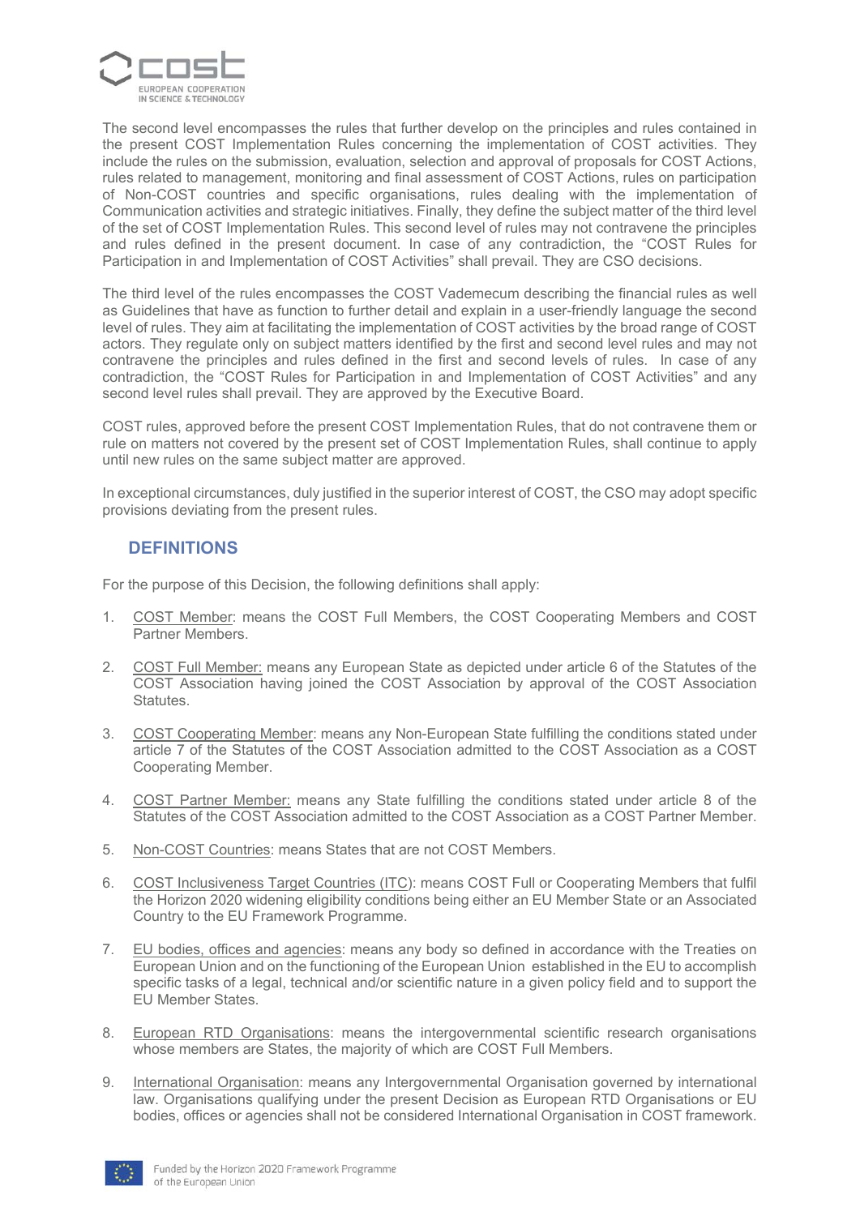The second level encompasses the rules that further develop on the principles and rules contained in the present COST Implementation Rules concerning the implementation of COST activities. They include the rules on the submission, evaluation, selection and approval of proposals for COST Actions, rules related to management, monitoring and final assessment of COST Actions, rules on participation of Non-COST countries and specific organisations, rules dealing with the implementation of Communication activities and strategic initiatives. Finally, they define the subject matter of the third level of the set of COST Implementation Rules. This second level of rules may not contravene the principles and rules defined in the present document. In case of any contradiction, the "COST Rules for Participation in and Implementation of COST Activities" shall prevail. They are CSO decisions.

The third level of the rules encompasses the COST Vademecum describing the financial rules as well as Guidelines that have as function to further detail and explain in a user-friendly language the second level of rules. They aim at facilitating the implementation of COST activities by the broad range of COST actors. They regulate only on subject matters identified by the first and second level rules and may not contravene the principles and rules defined in the first and second levels of rules. In case of any contradiction, the "COST Rules for Participation in and Implementation of COST Activities" and any second level rules shall prevail. They are approved by the Executive Board.

COST rules, approved before the present COST Implementation Rules, that do not contravene them or rule on matters not covered by the present set of COST Implementation Rules, shall continue to apply until new rules on the same subject matter are approved.

In exceptional circumstances, duly justified in the superior interest of COST, the CSO may adopt specific provisions deviating from the present rules.

## DEFINITIONS

For the purpose of this Decision, the following definitions shall apply:

1. COST Member: means the COST Full Members, the COST Cooperating Members and COST Partner Members.
2. COST Full Member: means any European State as depicted under article 6 of the Statutes of the COST Association having joined the COST Association by approval of the COST Association Statutes.
3. COST Cooperating Member: means any Non-European State fulfilling the conditions stated under article 7 of the Statutes of the COST Association admitted to the COST Association as a COST Cooperating Member.
4. COST Partner Member: means any State fulfilling the conditions stated under article 8 of the Statutes of the COST Association admitted to the COST Association as a COST Partner Member.
5. Non-COST Countries: means States that are not COST Members.
6. COST Inclusiveness Target Countries (ITC): means COST Full or Cooperating Members that fulfil the Horizon 2020 widening eligibility conditions being either an EU Member State or an Associated Country to the EU Framework Programme.
7. EU bodies, offices and agencies: means any body so defined in accordance with the Treaties on European Union and on the functioning of the European Union established in the EU to accomplish specific tasks of a legal, technical and/or scientific nature in a given policy field and to support the EU Member States.
8. European RTD Organisations: means the intergovernmental scientific research organisations whose members are States, the majority of which are COST Full Members.
9. International Organisation: means any Intergovernmental Organisation governed by international law. Organisations qualifying under the present Decision as European RTD Organisations or EU bodies, offices or agencies shall not be considered International Organisation in COST framework.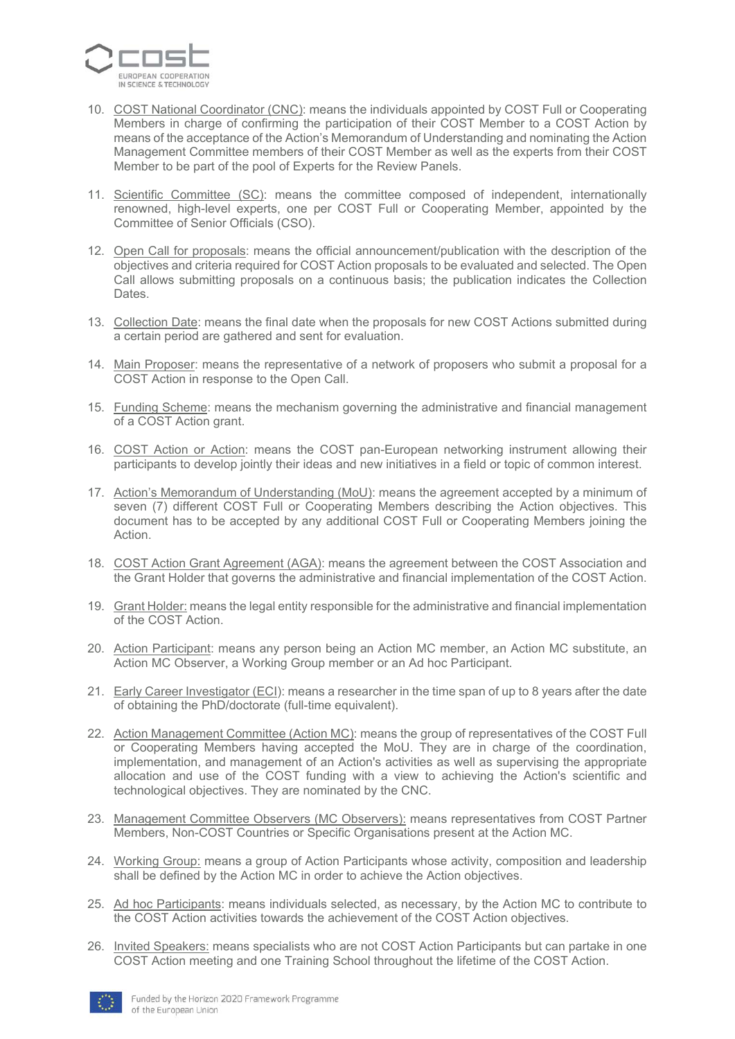10. COST National Coordinator (CNC): means the individuals appointed by COST Full or Cooperating Members in charge of confirming the participation of their COST Member to a COST Action by means of the acceptance of the Action's Memorandum of Understanding and nominating the Action Management Committee members of their COST Member as well as the experts from their COST Member to be part of the pool of Experts for the Review Panels.

11. Scientific Committee (SC): means the committee composed of independent, internationally renowned, high-level experts, one per COST Full or Cooperating Member, appointed by the Committee of Senior Officials (CSO).

12. Open Call for proposals: means the official announcement/publication with the description of the objectives and criteria required for COST Action proposals to be evaluated and selected. The Open Call allows submitting proposals on a continuous basis; the publication indicates the Collection Dates.

13. Collection Date: means the final date when the proposals for new COST Actions submitted during a certain period are gathered and sent for evaluation.

14. Main Proposer: means the representative of a network of proposers who submit a proposal for a COST Action in response to the Open Call.

15. Funding Scheme: means the mechanism governing the administrative and financial management of a COST Action grant.

16. COST Action or Action: means the COST pan-European networking instrument allowing their participants to develop jointly their ideas and new initiatives in a field or topic of common interest.

17. Action's Memorandum of Understanding (MoU): means the agreement accepted by a minimum of seven (7) different COST Full or Cooperating Members describing the Action objectives. This document has to be accepted by any additional COST Full or Cooperating Members joining the Action.

18. COST Action Grant Agreement (AGA): means the agreement between the COST Association and the Grant Holder that governs the administrative and financial implementation of the COST Action.

19. Grant Holder: means the legal entity responsible for the administrative and financial implementation of the COST Action.

20. Action Participant: means any person being an Action MC member, an Action MC substitute, an Action MC Observer, a Working Group member or an Ad hoc Participant.

21. Early Career Investigator (ECI): means a researcher in the time span of up to 8 years after the date of obtaining the PhD/doctorate (full-time equivalent).

22. Action Management Committee (Action MC): means the group of representatives of the COST Full or Cooperating Members having accepted the MoU. They are in charge of the coordination, implementation, and management of an Action's activities as well as supervising the appropriate allocation and use of the COST funding with a view to achieving the Action's scientific and technological objectives. They are nominated by the CNC.

23. Management Committee Observers (MC Observers): means representatives from COST Partner Members, Non-COST Countries or Specific Organisations present at the Action MC.

24. Working Group: means a group of Action Participants whose activity, composition and leadership shall be defined by the Action MC in order to achieve the Action objectives.

25. Ad hoc Participants: means individuals selected, as necessary, by the Action MC to contribute to the COST Action activities towards the achievement of the COST Action objectives.

26. Invited Speakers: means specialists who are not COST Action Participants but can partake in one COST Action meeting and one Training School throughout the lifetime of the COST Action.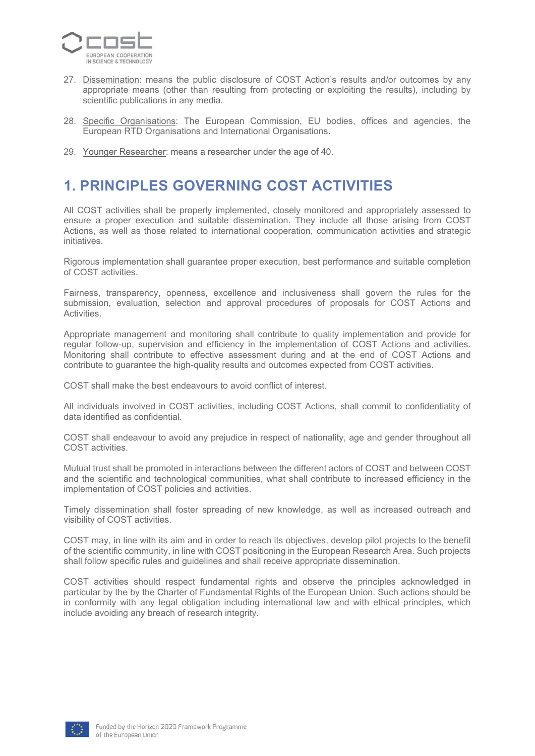27. Dissemination: means the public disclosure of COST Action's results and/or outcomes by any appropriate means (other than resulting from protecting or exploiting the results), including by scientific publications in any media.

28. Specific Organisations: The European Commission, EU bodies, offices and agencies, the European RTD Organisations and International Organisations.

29. Younger Researcher: means a researcher under the age of 40.

# 1. PRINCIPLES GOVERNING COST ACTIVITIES

All COST activities shall be properly implemented, closely monitored and appropriately assessed to ensure a proper execution and suitable dissemination. They include all those arising from COST Actions, as well as those related to international cooperation, communication activities and strategic initiatives.

Rigorous implementation shall guarantee proper execution, best performance and suitable completion of COST activities.

Fairness, transparency, openness, excellence and inclusiveness shall govern the rules for the submission, evaluation, selection and approval procedures of proposals for COST Actions and Activities.

Appropriate management and monitoring shall contribute to quality implementation and provide for regular follow-up, supervision and efficiency in the implementation of COST Actions and activities. Monitoring shall contribute to effective assessment during and at the end of COST Actions and contribute to guarantee the high-quality results and outcomes expected from COST activities.

COST shall make the best endeavours to avoid conflict of interest.

All individuals involved in COST activities, including COST Actions, shall commit to confidentiality of data identified as confidential.

COST shall endeavour to avoid any prejudice in respect of nationality, age and gender throughout all COST activities.

Mutual trust shall be promoted in interactions between the different actors of COST and between COST and the scientific and technological communities, what shall contribute to increased efficiency in the implementation of COST policies and activities.

Timely dissemination shall foster spreading of new knowledge, as well as increased outreach and visibility of COST activities.

COST may, in line with its aim and in order to reach its objectives, develop pilot projects to the benefit of the scientific community, in line with COST positioning in the European Research Area. Such projects shall follow specific rules and guidelines and shall receive appropriate dissemination.

COST activities should respect fundamental rights and observe the principles acknowledged in particular by the by the Charter of Fundamental Rights of the European Union. Such actions should be in conformity with any legal obligation including international law and with ethical principles, which include avoiding any breach of research integrity.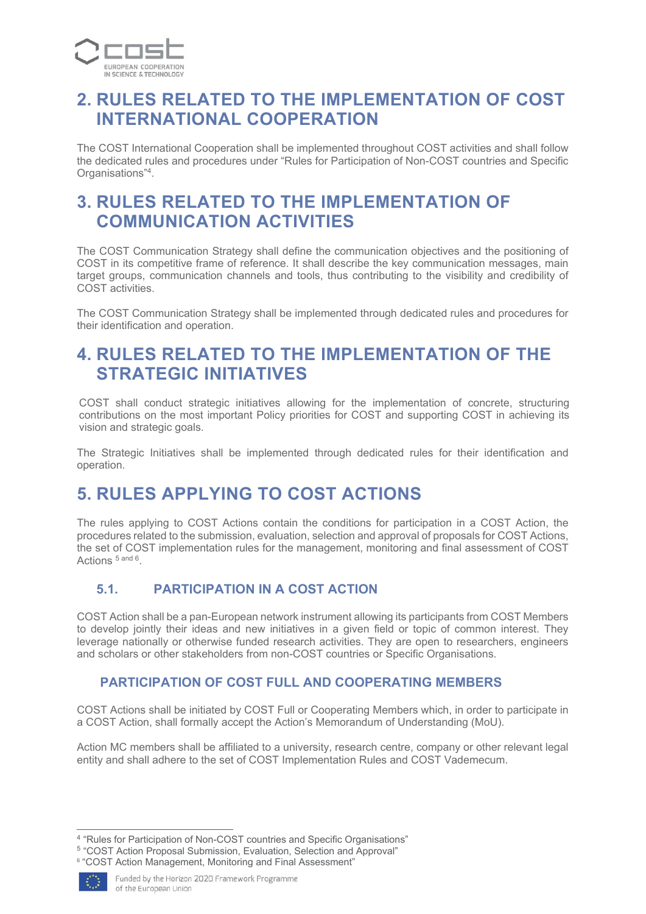## 2. RULES RELATED TO THE IMPLEMENTATION OF COST INTERNATIONAL COOPERATION

The COST International Cooperation shall be implemented throughout COST activities and shall follow the dedicated rules and procedures under "Rules for Participation of Non-COST countries and Specific Organisations"[4].

## 3. RULES RELATED TO THE IMPLEMENTATION OF COMMUNICATION ACTIVITIES

The COST Communication Strategy shall define the communication objectives and the positioning of COST in its competitive frame of reference. It shall describe the key communication messages, main target groups, communication channels and tools, thus contributing to the visibility and credibility of COST activities.

The COST Communication Strategy shall be implemented through dedicated rules and procedures for their identification and operation.

## 4. RULES RELATED TO THE IMPLEMENTATION OF THE STRATEGIC INITIATIVES

COST shall conduct strategic initiatives allowing for the implementation of concrete, structuring contributions on the most important Policy priorities for COST and supporting COST in achieving its vision and strategic goals.

The Strategic Initiatives shall be implemented through dedicated rules for their identification and operation.

## 5. RULES APPLYING TO COST ACTIONS

The rules applying to COST Actions contain the conditions for participation in a COST Action, the procedures related to the submission, evaluation, selection and approval of proposals for COST Actions, the set of COST implementation rules for the management, monitoring and final assessment of COST Actions [5 and 6].

### 5.1. PARTICIPATION IN A COST ACTION

COST Action shall be a pan-European network instrument allowing its participants from COST Members to develop jointly their ideas and new initiatives in a given field or topic of common interest. They leverage nationally or otherwise funded research activities. They are open to researchers, engineers and scholars or other stakeholders from non-COST countries or Specific Organisations.

#### PARTICIPATION OF COST FULL AND COOPERATING MEMBERS

COST Actions shall be initiated by COST Full or Cooperating Members which, in order to participate in a COST Action, shall formally accept the Action's Memorandum of Understanding (MoU).

Action MC members shall be affiliated to a university, research centre, company or other relevant legal entity and shall adhere to the set of COST Implementation Rules and COST Vademecum.

---

[4] "Rules for Participation of Non-COST countries and Specific Organisations"

[5] "COST Action Proposal Submission, Evaluation, Selection and Approval"

[6] "COST Action Management, Monitoring and Final Assessment"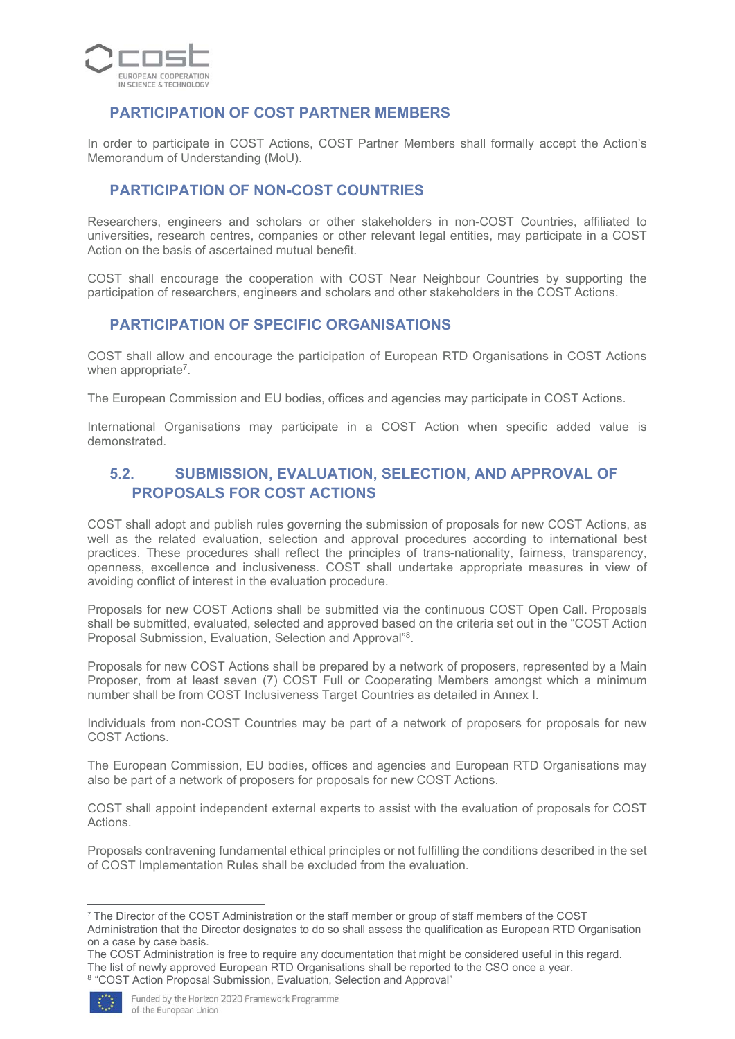### PARTICIPATION OF COST PARTNER MEMBERS

In order to participate in COST Actions, COST Partner Members shall formally accept the Action's Memorandum of Understanding (MoU).

### PARTICIPATION OF NON-COST COUNTRIES

Researchers, engineers and scholars or other stakeholders in non-COST Countries, affiliated to universities, research centres, companies or other relevant legal entities, may participate in a COST Action on the basis of ascertained mutual benefit.

COST shall encourage the cooperation with COST Near Neighbour Countries by supporting the participation of researchers, engineers and scholars and other stakeholders in the COST Actions.

### PARTICIPATION OF SPECIFIC ORGANISATIONS

COST shall allow and encourage the participation of European RTD Organisations in COST Actions when appropriate[7].

The European Commission and EU bodies, offices and agencies may participate in COST Actions.

International Organisations may participate in a COST Action when specific added value is demonstrated.

## 5.2. SUBMISSION, EVALUATION, SELECTION, AND APPROVAL OF PROPOSALS FOR COST ACTIONS

COST shall adopt and publish rules governing the submission of proposals for new COST Actions, as well as the related evaluation, selection and approval procedures according to international best practices. These procedures shall reflect the principles of trans-nationality, fairness, transparency, openness, excellence and inclusiveness. COST shall undertake appropriate measures in view of avoiding conflict of interest in the evaluation procedure.

Proposals for new COST Actions shall be submitted via the continuous COST Open Call. Proposals shall be submitted, evaluated, selected and approved based on the criteria set out in the "COST Action Proposal Submission, Evaluation, Selection and Approval"[8].

Proposals for new COST Actions shall be prepared by a network of proposers, represented by a Main Proposer, from at least seven (7) COST Full or Cooperating Members amongst which a minimum number shall be from COST Inclusiveness Target Countries as detailed in Annex I.

Individuals from non-COST Countries may be part of a network of proposers for proposals for new COST Actions.

The European Commission, EU bodies, offices and agencies and European RTD Organisations may also be part of a network of proposers for proposals for new COST Actions.

COST shall appoint independent external experts to assist with the evaluation of proposals for COST Actions.

Proposals contravening fundamental ethical principles or not fulfilling the conditions described in the set of COST Implementation Rules shall be excluded from the evaluation.

---

[7] The Director of the COST Administration or the staff member or group of staff members of the COST Administration that the Director designates to do so shall assess the qualification as European RTD Organisation on a case by case basis.
The COST Administration is free to require any documentation that might be considered useful in this regard.
The list of newly approved European RTD Organisations shall be reported to the CSO once a year.

[8] "COST Action Proposal Submission, Evaluation, Selection and Approval"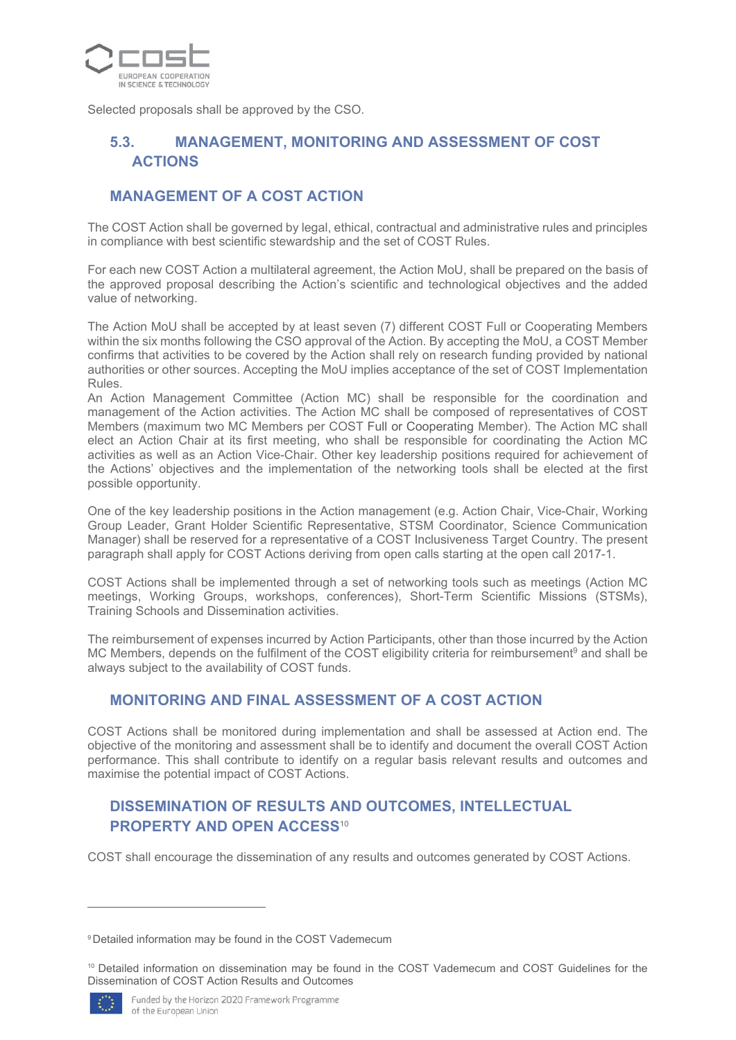Selected proposals shall be approved by the CSO.

## 5.3. MANAGEMENT, MONITORING AND ASSESSMENT OF COST ACTIONS

### MANAGEMENT OF A COST ACTION

The COST Action shall be governed by legal, ethical, contractual and administrative rules and principles in compliance with best scientific stewardship and the set of COST Rules.

For each new COST Action a multilateral agreement, the Action MoU, shall be prepared on the basis of the approved proposal describing the Action's scientific and technological objectives and the added value of networking.

The Action MoU shall be accepted by at least seven (7) different COST Full or Cooperating Members within the six months following the CSO approval of the Action. By accepting the MoU, a COST Member confirms that activities to be covered by the Action shall rely on research funding provided by national authorities or other sources. Accepting the MoU implies acceptance of the set of COST Implementation Rules.

An Action Management Committee (Action MC) shall be responsible for the coordination and management of the Action activities. The Action MC shall be composed of representatives of COST Members (maximum two MC Members per COST Full or Cooperating Member). The Action MC shall elect an Action Chair at its first meeting, who shall be responsible for coordinating the Action MC activities as well as an Action Vice-Chair. Other key leadership positions required for achievement of the Actions' objectives and the implementation of the networking tools shall be elected at the first possible opportunity.

One of the key leadership positions in the Action management (e.g. Action Chair, Vice-Chair, Working Group Leader, Grant Holder Scientific Representative, STSM Coordinator, Science Communication Manager) shall be reserved for a representative of a COST Inclusiveness Target Country. The present paragraph shall apply for COST Actions deriving from open calls starting at the open call 2017-1.

COST Actions shall be implemented through a set of networking tools such as meetings (Action MC meetings, Working Groups, workshops, conferences), Short-Term Scientific Missions (STSMs), Training Schools and Dissemination activities.

The reimbursement of expenses incurred by Action Participants, other than those incurred by the Action MC Members, depends on the fulfilment of the COST eligibility criteria for reimbursement[9] and shall be always subject to the availability of COST funds.

### MONITORING AND FINAL ASSESSMENT OF A COST ACTION

COST Actions shall be monitored during implementation and shall be assessed at Action end. The objective of the monitoring and assessment shall be to identify and document the overall COST Action performance. This shall contribute to identify on a regular basis relevant results and outcomes and maximise the potential impact of COST Actions.

### DISSEMINATION OF RESULTS AND OUTCOMES, INTELLECTUAL PROPERTY AND OPEN ACCESS[10]

COST shall encourage the dissemination of any results and outcomes generated by COST Actions.

---

[9] Detailed information may be found in the COST Vademecum

[10] Detailed information on dissemination may be found in the COST Vademecum and COST Guidelines for the Dissemination of COST Action Results and Outcomes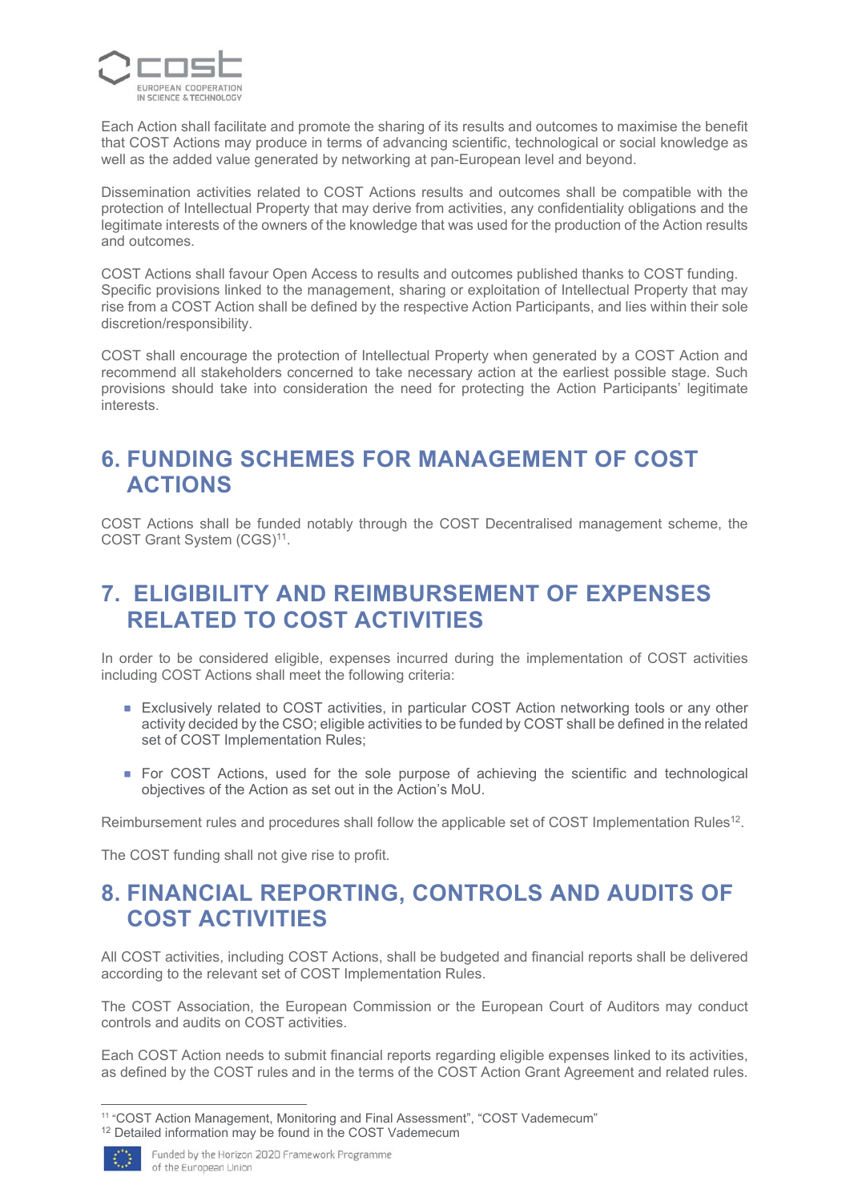Each Action shall facilitate and promote the sharing of its results and outcomes to maximise the benefit that COST Actions may produce in terms of advancing scientific, technological or social knowledge as well as the added value generated by networking at pan-European level and beyond.

Dissemination activities related to COST Actions results and outcomes shall be compatible with the protection of Intellectual Property that may derive from activities, any confidentiality obligations and the legitimate interests of the owners of the knowledge that was used for the production of the Action results and outcomes.

COST Actions shall favour Open Access to results and outcomes published thanks to COST funding. Specific provisions linked to the management, sharing or exploitation of Intellectual Property that may rise from a COST Action shall be defined by the respective Action Participants, and lies within their sole discretion/responsibility.

COST shall encourage the protection of Intellectual Property when generated by a COST Action and recommend all stakeholders concerned to take necessary action at the earliest possible stage. Such provisions should take into consideration the need for protecting the Action Participants' legitimate interests.

# 6. FUNDING SCHEMES FOR MANAGEMENT OF COST ACTIONS

COST Actions shall be funded notably through the COST Decentralised management scheme, the COST Grant System (CGS)[11].

# 7. ELIGIBILITY AND REIMBURSEMENT OF EXPENSES RELATED TO COST ACTIVITIES

In order to be considered eligible, expenses incurred during the implementation of COST activities including COST Actions shall meet the following criteria:

- Exclusively related to COST activities, in particular COST Action networking tools or any other activity decided by the CSO; eligible activities to be funded by COST shall be defined in the related set of COST Implementation Rules;
- For COST Actions, used for the sole purpose of achieving the scientific and technological objectives of the Action as set out in the Action's MoU.

Reimbursement rules and procedures shall follow the applicable set of COST Implementation Rules[12].

The COST funding shall not give rise to profit.

# 8. FINANCIAL REPORTING, CONTROLS AND AUDITS OF COST ACTIVITIES

All COST activities, including COST Actions, shall be budgeted and financial reports shall be delivered according to the relevant set of COST Implementation Rules.

The COST Association, the European Commission or the European Court of Auditors may conduct controls and audits on COST activities.

Each COST Action needs to submit financial reports regarding eligible expenses linked to its activities, as defined by the COST rules and in the terms of the COST Action Grant Agreement and related rules.

---

[11] "COST Action Management, Monitoring and Final Assessment", "COST Vademecum"

[12] Detailed information may be found in the COST Vademecum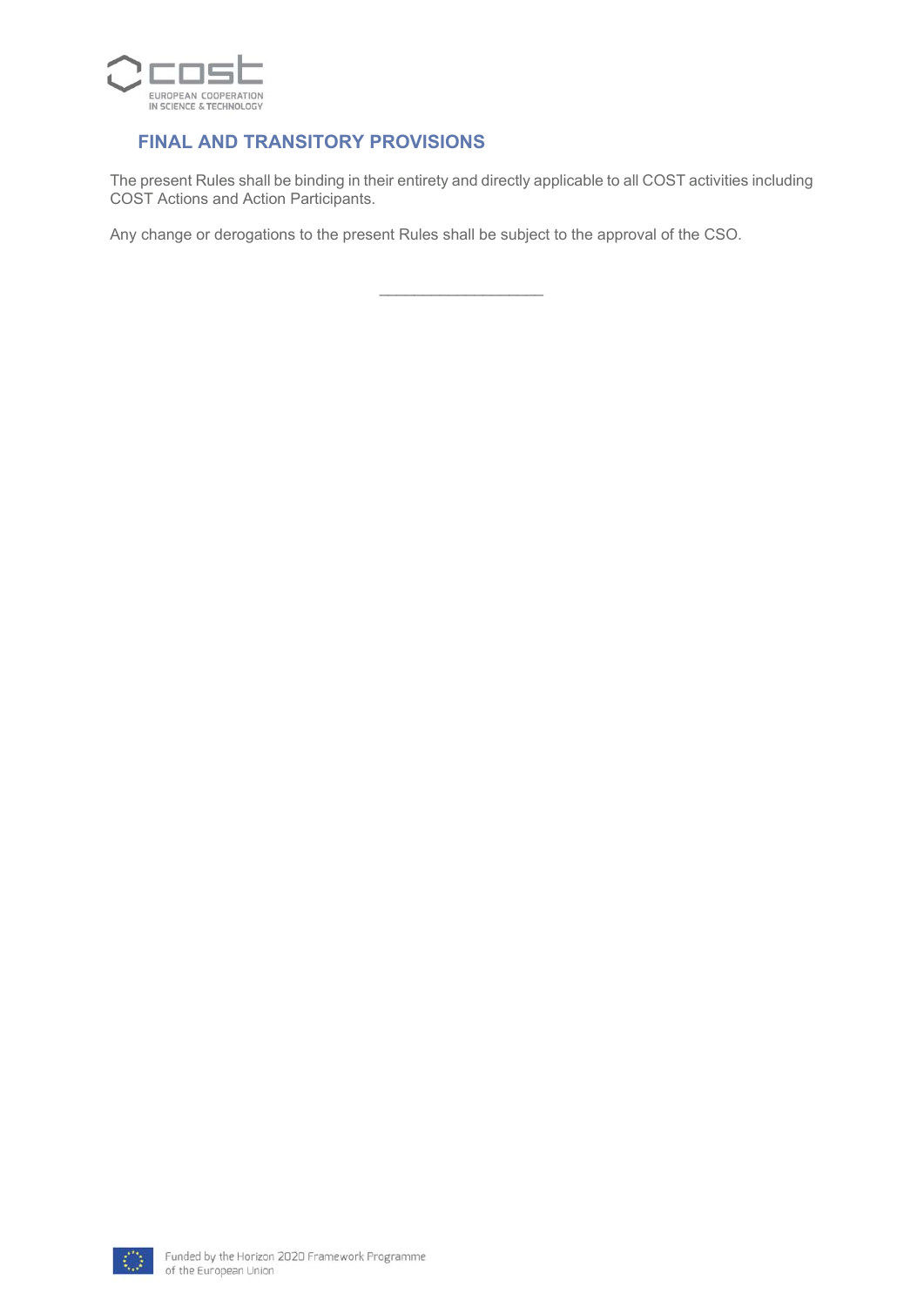## FINAL AND TRANSITORY PROVISIONS

The present Rules shall be binding in their entirety and directly applicable to all COST activities including COST Actions and Action Participants.

Any change or derogations to the present Rules shall be subject to the approval of the CSO.

---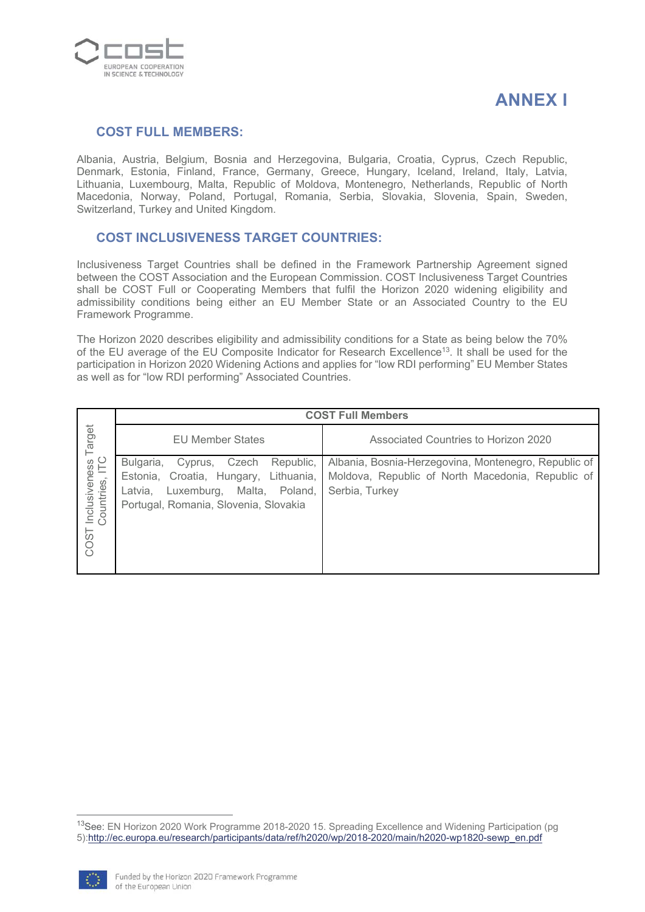# ANNEX I

## COST FULL MEMBERS:

Albania, Austria, Belgium, Bosnia and Herzegovina, Bulgaria, Croatia, Cyprus, Czech Republic, Denmark, Estonia, Finland, France, Germany, Greece, Hungary, Iceland, Ireland, Italy, Latvia, Lithuania, Luxembourg, Malta, Republic of Moldova, Montenegro, Netherlands, Republic of North Macedonia, Norway, Poland, Portugal, Romania, Serbia, Slovakia, Slovenia, Spain, Sweden, Switzerland, Turkey and United Kingdom.

## COST INCLUSIVENESS TARGET COUNTRIES:

Inclusiveness Target Countries shall be defined in the Framework Partnership Agreement signed between the COST Association and the European Commission. COST Inclusiveness Target Countries shall be COST Full or Cooperating Members that fulfil the Horizon 2020 widening eligibility and admissibility conditions being either an EU Member State or an Associated Country to the EU Framework Programme.

The Horizon 2020 describes eligibility and admissibility conditions for a State as being below the 70% of the EU average of the EU Composite Indicator for Research Excellence[13]. It shall be used for the participation in Horizon 2020 Widening Actions and applies for "low RDI performing" EU Member States as well as for "low RDI performing" Associated Countries.

| | COST Full Members | |
|---|---|---|
| | EU Member States | Associated Countries to Horizon 2020 |
| COST Inclusiveness Target Countries, ITC | Bulgaria, Cyprus, Czech Republic, Estonia, Croatia, Hungary, Lithuania, Latvia, Luxemburg, Malta, Poland, Portugal, Romania, Slovenia, Slovakia | Albania, Bosnia-Herzegovina, Montenegro, Republic of Moldova, Republic of North Macedonia, Republic of Serbia, Turkey |

[13]See: EN Horizon 2020 Work Programme 2018-2020 15. Spreading Excellence and Widening Participation (pg 5):http://ec.europa.eu/research/participants/data/ref/h2020/wp/2018-2020/main/h2020-wp1820-sewp_en.pdf

Funded by the Horizon 2020 Framework Programme of the European Union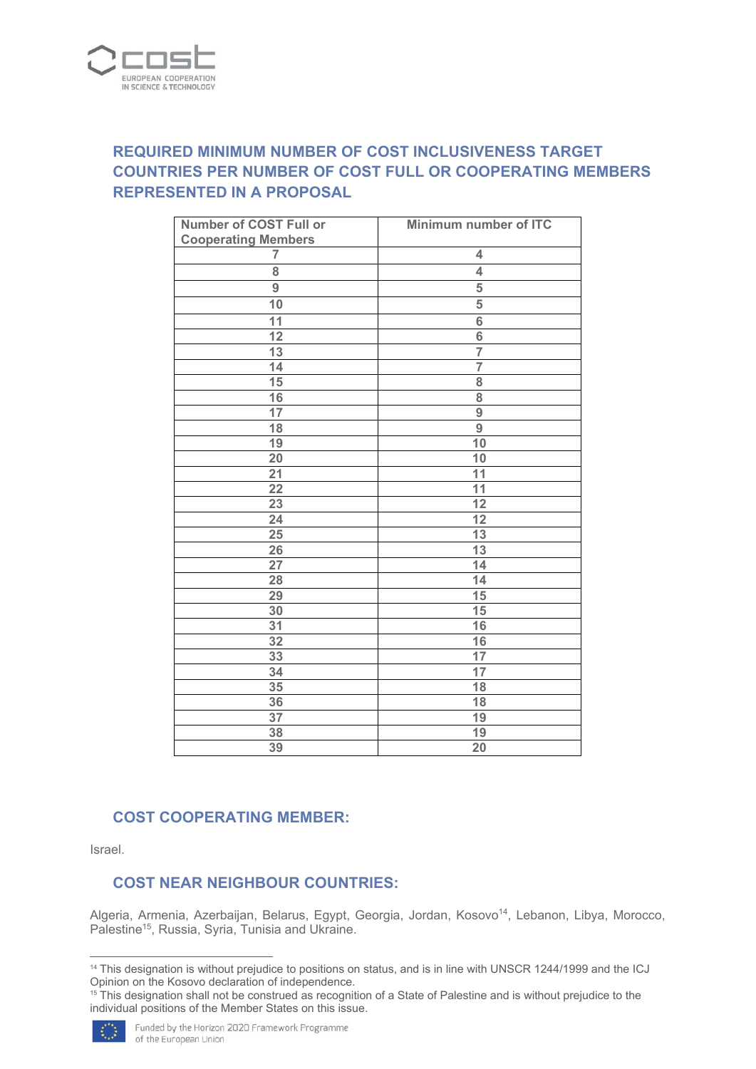## REQUIRED MINIMUM NUMBER OF COST INCLUSIVENESS TARGET COUNTRIES PER NUMBER OF COST FULL OR COOPERATING MEMBERS REPRESENTED IN A PROPOSAL

| Number of COST Full or Cooperating Members | Minimum number of ITC |
|---|---|
| 7 | 4 |
| 8 | 4 |
| 9 | 5 |
| 10 | 5 |
| 11 | 6 |
| 12 | 6 |
| 13 | 7 |
| 14 | 7 |
| 15 | 8 |
| 16 | 8 |
| 17 | 9 |
| 18 | 9 |
| 19 | 10 |
| 20 | 10 |
| 21 | 11 |
| 22 | 11 |
| 23 | 12 |
| 24 | 12 |
| 25 | 13 |
| 26 | 13 |
| 27 | 14 |
| 28 | 14 |
| 29 | 15 |
| 30 | 15 |
| 31 | 16 |
| 32 | 16 |
| 33 | 17 |
| 34 | 17 |
| 35 | 18 |
| 36 | 18 |
| 37 | 19 |
| 38 | 19 |
| 39 | 20 |

## COST COOPERATING MEMBER:

Israel.

## COST NEAR NEIGHBOUR COUNTRIES:

Algeria, Armenia, Azerbaijan, Belarus, Egypt, Georgia, Jordan, Kosovo[14], Lebanon, Libya, Morocco, Palestine[15], Russia, Syria, Tunisia and Ukraine.

[14] This designation is without prejudice to positions on status, and is in line with UNSCR 1244/1999 and the ICJ Opinion on the Kosovo declaration of independence.

[15] This designation shall not be construed as recognition of a State of Palestine and is without prejudice to the individual positions of the Member States on this issue.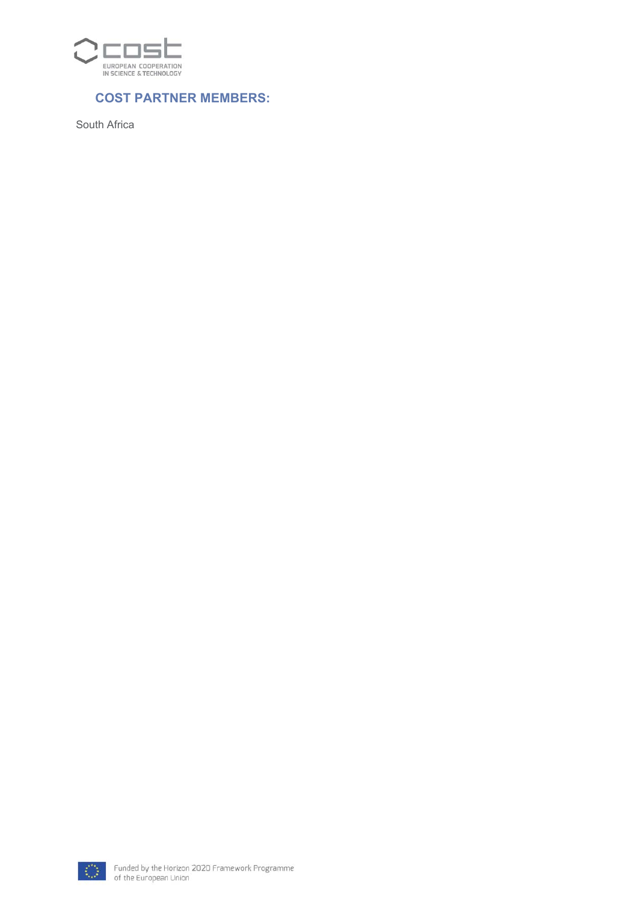## COST PARTNER MEMBERS:

South Africa